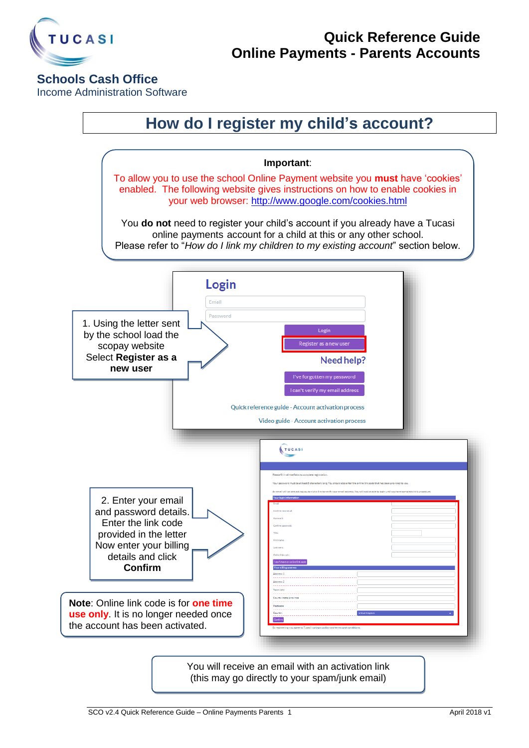TUCASI

# Quick Reference Guide
# Online Payments - Parents Accounts

**Schools Cash Office**
Income Administration Software

## How do I register my child's account?

**Important**:

To allow you to use the school Online Payment website you **must** have 'cookies' enabled. The following website gives instructions on how to enable cookies in your web browser: http://www.google.com/cookies.html

You **do not** need to register your child's account if you already have a Tucasi online payments account for a child at this or any other school. Please refer to "*How do I link my children to my existing account*" section below.

1. Using the letter sent by the school load the scopay website Select **Register as a new user**

Login

Email

Password

Login

Register as a new user

Need help?

I've forgotten my password

I can't verify my email address

Quick reference guide - Account activation process

Video guide - Account activation process

2. Enter your email and password details. Enter the link code provided in the letter Now enter your billing details and click **Confirm**

**Note**: Online link code is for **one time use only**. It is no longer needed once the account has been activated.

You will receive an email with an activation link (this may go directly to your spam/junk email)

SCO v2.4 Quick Reference Guide – Online Payments Parents 1 — April 2018 v1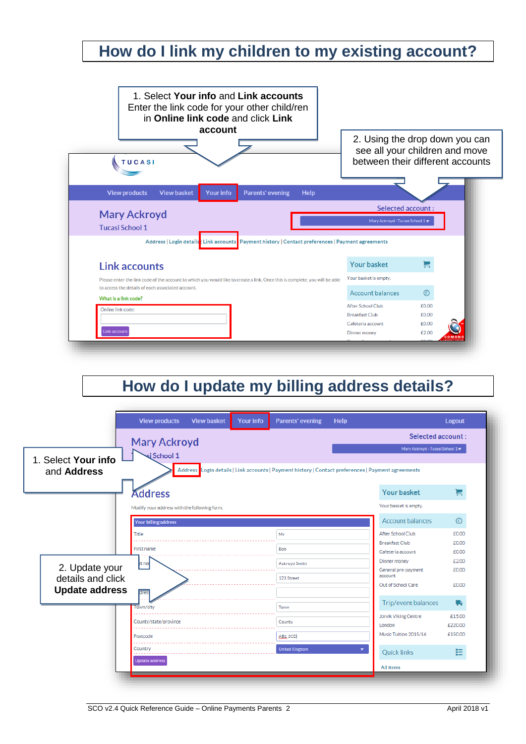# How do I link my children to my existing account?

1. Select **Your info** and **Link accounts** Enter the link code for your other child/ren in **Online link code** and click **Link account**

2. Using the drop down you can see all your children and move between their different accounts

# How do I update my billing address details?

1. Select **Your info** and **Address**

2. Update your details and click **Update address**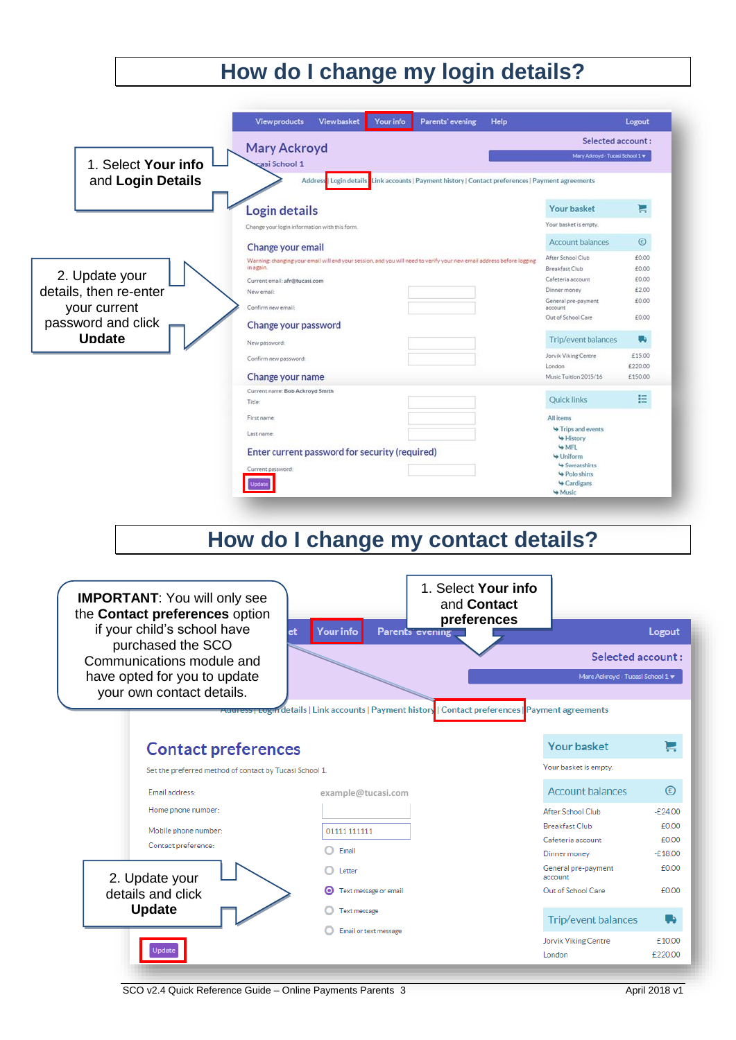# How do I change my login details?

1. Select **Your info** and **Login Details**

2. Update your details, then re-enter your current password and click **Update**

Viewproducts Viewbasket Your info Parents' evening Help Logout

Mary Ackroyd
Tucasi School 1

Selected account:
Mary Ackroyd - Tucasi School 1

Address | Login details | Link accounts | Payment history | Contact preferences | Payment agreements

## Login details

Change your login information with this form.

### Change your email

Warning: changing your email will end your session, and you will need to verify your new email address before logging in again.

Current email: afr@tucasi.com

New email:

Confirm new email:

### Change your password

New password:

Confirm new password:

### Change your name

Current name: Bob Ackroyd Smith

Title:

First name:

Last name:

### Enter current password for security (required)

Current password:

Update

**Your basket**

Your basket is empty.

**Account balances**

| | |
|---|---|
| After School Club | £0.00 |
| Breakfast Club | £0.00 |
| Cafeteria account | £0.00 |
| Dinner money | £2.00 |
| General pre-payment account | £0.00 |
| Out of School Care | £0.00 |

**Trip/event balances**

| | |
|---|---|
| Jorvik Viking Centre | £15.00 |
| London | £220.00 |
| Music Tuition 2015/16 | £150.00 |

**Quick links**

All items
- Trips and events
  - History
  - MFL
- Uniform
  - Sweatshirts
  - Polo shirts
  - Cardigans
- Music

# How do I change my contact details?

**IMPORTANT**: You will only see the **Contact preferences** option if your child's school have purchased the SCO Communications module and have opted for you to update your own contact details.

1. Select **Your info** and **Contact preferences**

2. Update your details and click **Update**

Your info Parents' evening Logout

Selected account:
Marc Ackroyd - Tucasi School 1

Address | Login details | Link accounts | Payment history | Contact preferences | Payment agreements

## Contact preferences

Set the preferred method of contact by Tucasi School 1.

Email address: example@tucasi.com

Home phone number:

Mobile phone number: 01111 111111

Contact preference:
- Email
- Letter
- Text message or email
- Text message
- Email or text message

Update

**Your basket**

Your basket is empty.

**Account balances**

| | |
|---|---|
| After School Club | -£24.00 |
| Breakfast Club | £0.00 |
| Cafeteria account | £0.00 |
| Dinner money | -£18.00 |
| General pre-payment account | £0.00 |
| Out of School Care | £0.00 |

**Trip/event balances**

| | |
|---|---|
| Jorvik Viking Centre | £10.00 |
| London | £220.00 |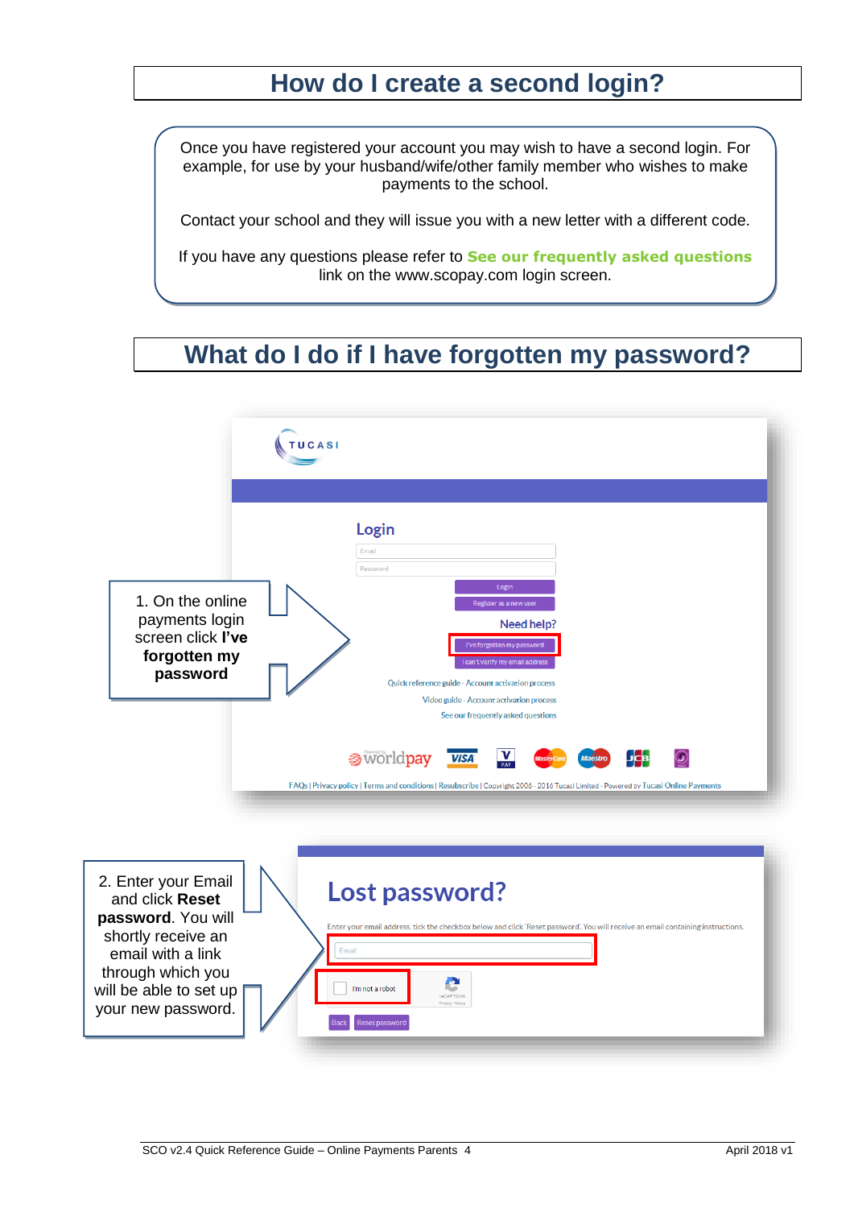## How do I create a second login?

Once you have registered your account you may wish to have a second login. For example, for use by your husband/wife/other family member who wishes to make payments to the school.

Contact your school and they will issue you with a new letter with a different code.

If you have any questions please refer to **See our frequently asked questions** link on the www.scopay.com login screen.

## What do I do if I have forgotten my password?

1. On the online payments login screen click **I've forgotten my password**

2. Enter your Email and click **Reset password**. You will shortly receive an email with a link through which you will be able to set up your new password.